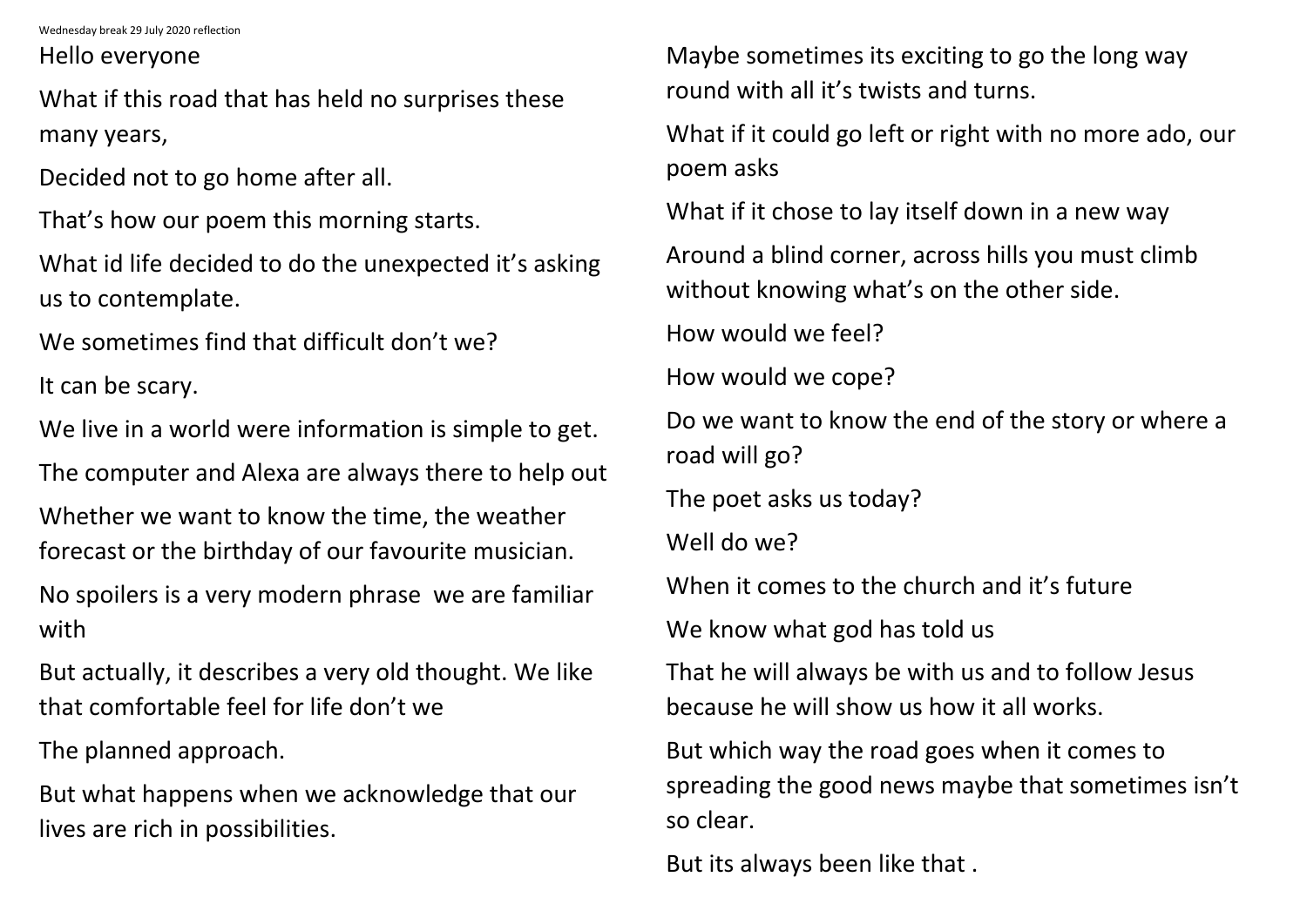Wednesday break 29 July 2020 reflection

Hello everyone

What if this road that has held no surprises these many years,

Decided not to go home after all.

That's how our poem this morning starts.

What id life decided to do the unexpected it's asking us to contemplate.

We sometimes find that difficult don't we?

It can be scary.

We live in a world were information is simple to get.

The computer and Alexa are always there to help out

Whether we want to know the time, the weather forecast or the birthday of our favourite musician.

No spoilers is a very modern phrase  we are familiar with

But actually, it describes a very old thought. We like that comfortable feel for life don't we

The planned approach.

But what happens when we acknowledge that our lives are rich in possibilities.

Maybe sometimes its exciting to go the long way round with all it's twists and turns.

What if it could go left or right with no more ado, our poem asks

What if it chose to lay itself down in a new way

Around a blind corner, across hills you must climb without knowing what's on the other side.

How would we feel?

How would we cope?

Do we want to know the end of the story or where a road will go?

The poet asks us today?

Well do we?

When it comes to the church and it's future

We know what god has told us

That he will always be with us and to follow Jesus because he will show us how it all works.

But which way the road goes when it comes to spreading the good news maybe that sometimes isn't so clear.

But its always been like that .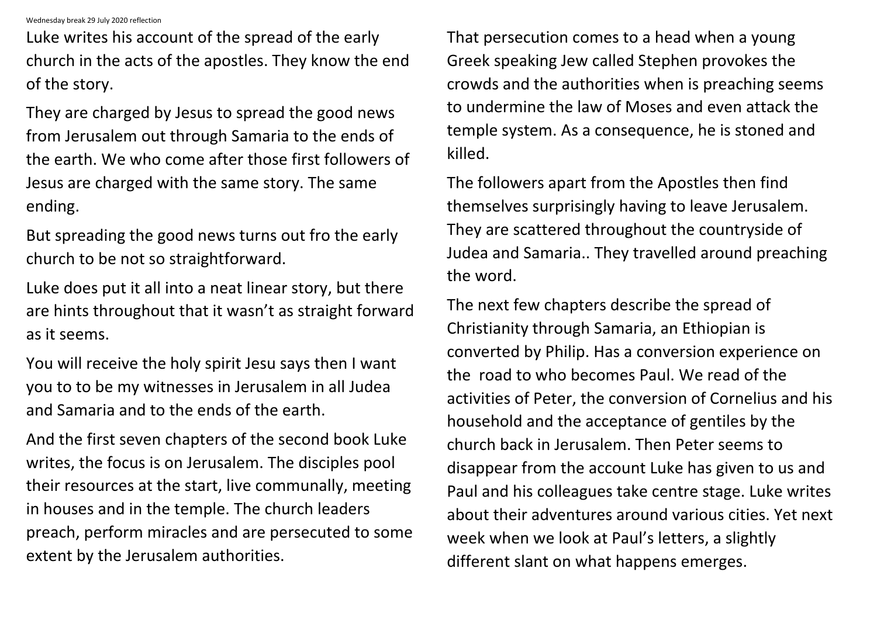Wednesday break 29 July 2020 reflection

Luke writes his account of the spread of the early church in the acts of the apostles. They know the end of the story.

They are charged by Jesus to spread the good news from Jerusalem out through Samaria to the ends of the earth. We who come after those first followers of Jesus are charged with the same story. The same ending.

But spreading the good news turns out fro the early church to be not so straightforward.

Luke does put it all into a neat linear story, but there are hints throughout that it wasn't as straight forward as it seems.

You will receive the holy spirit Jesu says then I want you to to be my witnesses in Jerusalem in all Judea and Samaria and to the ends of the earth.

And the first seven chapters of the second book Luke writes, the focus is on Jerusalem. The disciples pool their resources at the start, live communally, meeting in houses and in the temple. The church leaders preach, perform miracles and are persecuted to some extent by the Jerusalem authorities.

That persecution comes to a head when a young Greek speaking Jew called Stephen provokes the crowds and the authorities when is preaching seems to undermine the law of Moses and even attack the temple system. As a consequence, he is stoned and killed.

The followers apart from the Apostles then find themselves surprisingly having to leave Jerusalem. They are scattered throughout the countryside of Judea and Samaria.. They travelled around preaching the word.

The next few chapters describe the spread of Christianity through Samaria, an Ethiopian is converted by Philip. Has a conversion experience on the  road to who becomes Paul. We read of the activities of Peter, the conversion of Cornelius and his household and the acceptance of gentiles by the church back in Jerusalem. Then Peter seems to disappear from the account Luke has given to us and Paul and his colleagues take centre stage. Luke writes about their adventures around various cities. Yet next week when we look at Paul's letters, a slightly different slant on what happens emerges.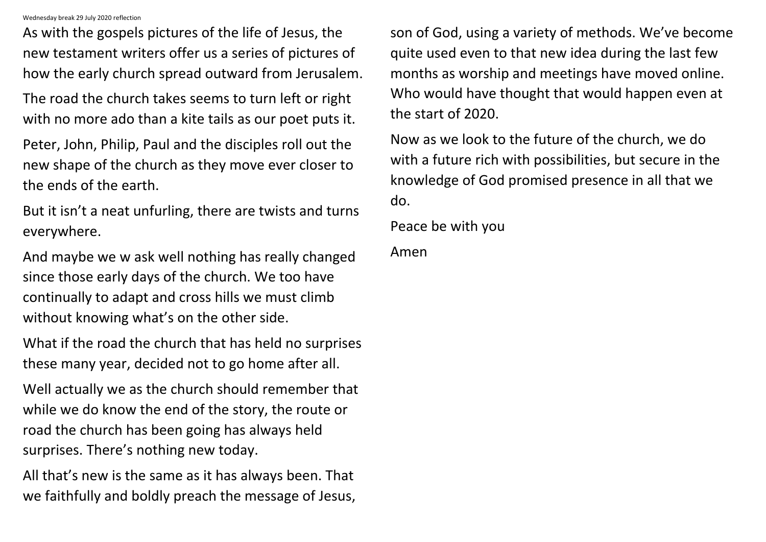Wednesday break 29 July 2020 reflection

As with the gospels pictures of the life of Jesus, the new testament writers offer us a series of pictures of how the early church spread outward from Jerusalem.

The road the church takes seems to turn left or right with no more ado than a kite tails as our poet puts it.

Peter, John, Philip, Paul and the disciples roll out the new shape of the church as they move ever closer to the ends of the earth.

But it isn't a neat unfurling, there are twists and turns everywhere.

And maybe we w ask well nothing has really changed since those early days of the church. We too have continually to adapt and cross hills we must climb without knowing what's on the other side.

What if the road the church that has held no surprises these many year, decided not to go home after all.

Well actually we as the church should remember that while we do know the end of the story, the route or road the church has been going has always held surprises. There's nothing new today.

All that's new is the same as it has always been. That we faithfully and boldly preach the message of Jesus, son of God, using a variety of methods. We've become quite used even to that new idea during the last few months as worship and meetings have moved online. Who would have thought that would happen even at the start of 2020.

Now as we look to the future of the church, we do with a future rich with possibilities, but secure in the knowledge of God promised presence in all that we do.

Peace be with you

Amen